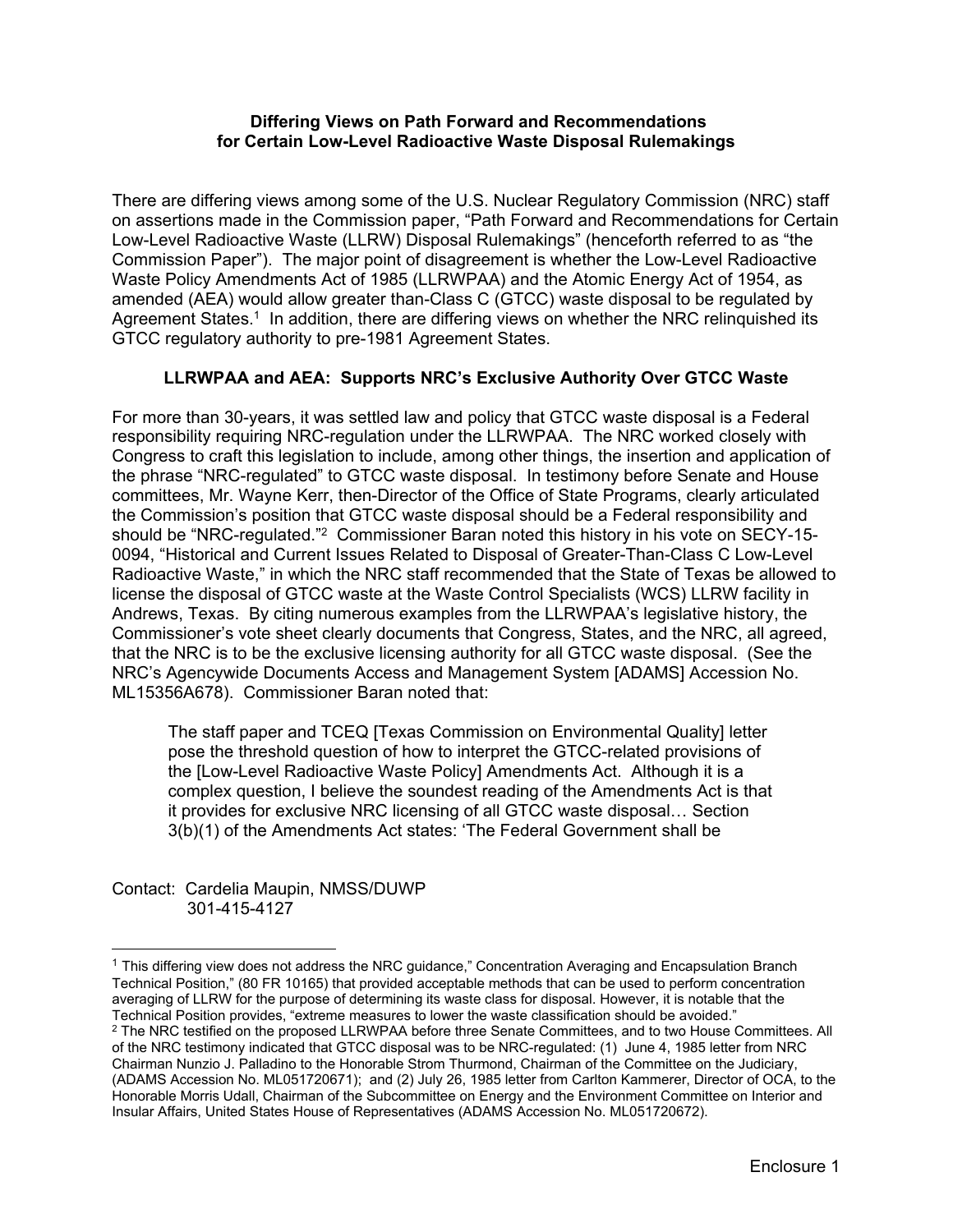**Differing Views on Path Forward and Recommendations for Certain Low-Level Radioactive Waste Disposal Rulemakings**

There are differing views among some of the U.S. Nuclear Regulatory Commission (NRC) staff on assertions made in the Commission paper, "Path Forward and Recommendations for Certain Low-Level Radioactive Waste (LLRW) Disposal Rulemakings" (henceforth referred to as "the Commission Paper"). The major point of disagreement is whether the Low-Level Radioactive Waste Policy Amendments Act of 1985 (LLRWPAA) and the Atomic Energy Act of 1954, as amended (AEA) would allow greater than-Class C (GTCC) waste disposal to be regulated by Agreement States.[1] In addition, there are differing views on whether the NRC relinquished its GTCC regulatory authority to pre-1981 Agreement States.

**LLRWPAA and AEA: Supports NRC's Exclusive Authority Over GTCC Waste**

For more than 30-years, it was settled law and policy that GTCC waste disposal is a Federal responsibility requiring NRC-regulation under the LLRWPAA. The NRC worked closely with Congress to craft this legislation to include, among other things, the insertion and application of the phrase "NRC-regulated" to GTCC waste disposal. In testimony before Senate and House committees, Mr. Wayne Kerr, then-Director of the Office of State Programs, clearly articulated the Commission's position that GTCC waste disposal should be a Federal responsibility and should be "NRC-regulated."[2] Commissioner Baran noted this history in his vote on SECY-15-0094, "Historical and Current Issues Related to Disposal of Greater-Than-Class C Low-Level Radioactive Waste," in which the NRC staff recommended that the State of Texas be allowed to license the disposal of GTCC waste at the Waste Control Specialists (WCS) LLRW facility in Andrews, Texas. By citing numerous examples from the LLRWPAA's legislative history, the Commissioner's vote sheet clearly documents that Congress, States, and the NRC, all agreed, that the NRC is to be the exclusive licensing authority for all GTCC waste disposal. (See the NRC's Agencywide Documents Access and Management System [ADAMS] Accession No. ML15356A678). Commissioner Baran noted that:

> The staff paper and TCEQ [Texas Commission on Environmental Quality] letter pose the threshold question of how to interpret the GTCC-related provisions of the [Low-Level Radioactive Waste Policy] Amendments Act. Although it is a complex question, I believe the soundest reading of the Amendments Act is that it provides for exclusive NRC licensing of all GTCC waste disposal… Section 3(b)(1) of the Amendments Act states: 'The Federal Government shall be

Contact: Cardelia Maupin, NMSS/DUWP
301-415-4127

---

[1] This differing view does not address the NRC guidance," Concentration Averaging and Encapsulation Branch Technical Position," (80 FR 10165) that provided acceptable methods that can be used to perform concentration averaging of LLRW for the purpose of determining its waste class for disposal. However, it is notable that the Technical Position provides, "extreme measures to lower the waste classification should be avoided."

[2] The NRC testified on the proposed LLRWPAA before three Senate Committees, and to two House Committees. All of the NRC testimony indicated that GTCC disposal was to be NRC-regulated: (1) June 4, 1985 letter from NRC Chairman Nunzio J. Palladino to the Honorable Strom Thurmond, Chairman of the Committee on the Judiciary, (ADAMS Accession No. ML051720671); and (2) July 26, 1985 letter from Carlton Kammerer, Director of OCA, to the Honorable Morris Udall, Chairman of the Subcommittee on Energy and the Environment Committee on Interior and Insular Affairs, United States House of Representatives (ADAMS Accession No. ML051720672).

Enclosure 1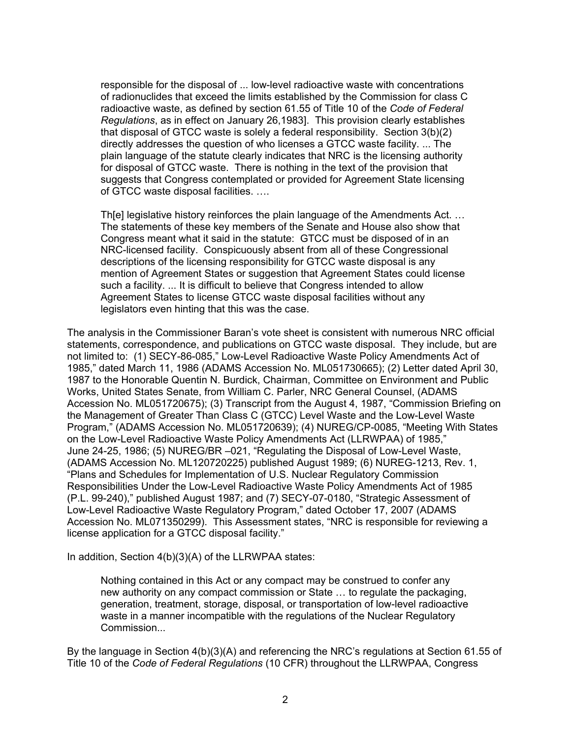> responsible for the disposal of ... low-level radioactive waste with concentrations of radionuclides that exceed the limits established by the Commission for class C radioactive waste, as defined by section 61.55 of Title 10 of the *Code of Federal Regulations*, as in effect on January 26,1983]. This provision clearly establishes that disposal of GTCC waste is solely a federal responsibility. Section 3(b)(2) directly addresses the question of who licenses a GTCC waste facility. ... The plain language of the statute clearly indicates that NRC is the licensing authority for disposal of GTCC waste. There is nothing in the text of the provision that suggests that Congress contemplated or provided for Agreement State licensing of GTCC waste disposal facilities. ….
>
> Th[e] legislative history reinforces the plain language of the Amendments Act. … The statements of these key members of the Senate and House also show that Congress meant what it said in the statute: GTCC must be disposed of in an NRC-licensed facility. Conspicuously absent from all of these Congressional descriptions of the licensing responsibility for GTCC waste disposal is any mention of Agreement States or suggestion that Agreement States could license such a facility. ... It is difficult to believe that Congress intended to allow Agreement States to license GTCC waste disposal facilities without any legislators even hinting that this was the case.

The analysis in the Commissioner Baran's vote sheet is consistent with numerous NRC official statements, correspondence, and publications on GTCC waste disposal. They include, but are not limited to: (1) SECY-86-085," Low-Level Radioactive Waste Policy Amendments Act of 1985," dated March 11, 1986 (ADAMS Accession No. ML051730665); (2) Letter dated April 30, 1987 to the Honorable Quentin N. Burdick, Chairman, Committee on Environment and Public Works, United States Senate, from William C. Parler, NRC General Counsel, (ADAMS Accession No. ML051720675); (3) Transcript from the August 4, 1987, "Commission Briefing on the Management of Greater Than Class C (GTCC) Level Waste and the Low-Level Waste Program," (ADAMS Accession No. ML051720639); (4) NUREG/CP-0085, "Meeting With States on the Low-Level Radioactive Waste Policy Amendments Act (LLRWPAA) of 1985," June 24-25, 1986; (5) NUREG/BR –021, "Regulating the Disposal of Low-Level Waste, (ADAMS Accession No. ML120720225) published August 1989; (6) NUREG-1213, Rev. 1, "Plans and Schedules for Implementation of U.S. Nuclear Regulatory Commission Responsibilities Under the Low-Level Radioactive Waste Policy Amendments Act of 1985 (P.L. 99-240)," published August 1987; and (7) SECY-07-0180, "Strategic Assessment of Low-Level Radioactive Waste Regulatory Program," dated October 17, 2007 (ADAMS Accession No. ML071350299). This Assessment states, "NRC is responsible for reviewing a license application for a GTCC disposal facility."

In addition, Section 4(b)(3)(A) of the LLRWPAA states:

> Nothing contained in this Act or any compact may be construed to confer any new authority on any compact commission or State … to regulate the packaging, generation, treatment, storage, disposal, or transportation of low-level radioactive waste in a manner incompatible with the regulations of the Nuclear Regulatory Commission...

By the language in Section 4(b)(3)(A) and referencing the NRC's regulations at Section 61.55 of Title 10 of the *Code of Federal Regulations* (10 CFR) throughout the LLRWPAA, Congress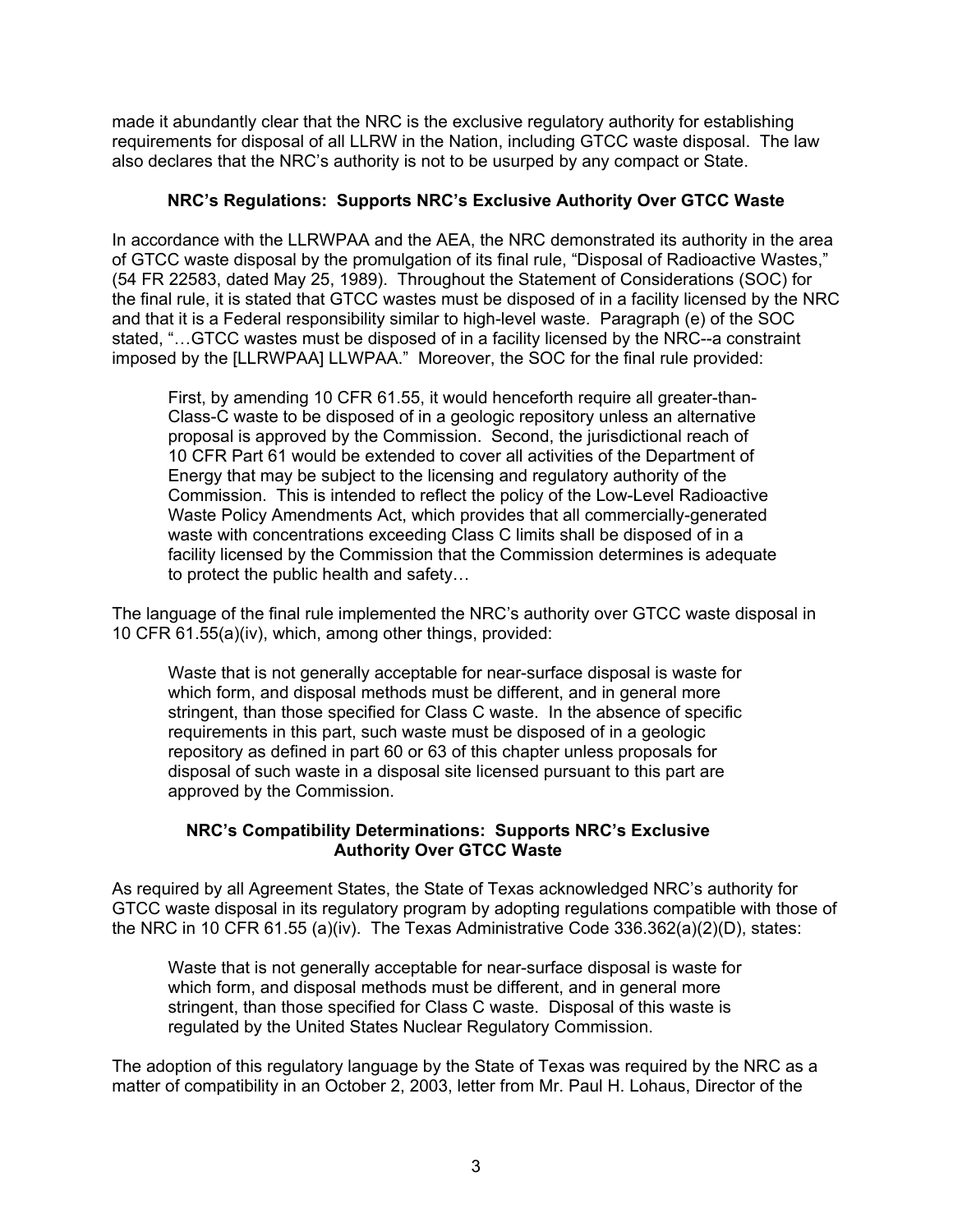made it abundantly clear that the NRC is the exclusive regulatory authority for establishing requirements for disposal of all LLRW in the Nation, including GTCC waste disposal. The law also declares that the NRC's authority is not to be usurped by any compact or State.

### NRC's Regulations: Supports NRC's Exclusive Authority Over GTCC Waste

In accordance with the LLRWPAA and the AEA, the NRC demonstrated its authority in the area of GTCC waste disposal by the promulgation of its final rule, "Disposal of Radioactive Wastes," (54 FR 22583, dated May 25, 1989). Throughout the Statement of Considerations (SOC) for the final rule, it is stated that GTCC wastes must be disposed of in a facility licensed by the NRC and that it is a Federal responsibility similar to high-level waste. Paragraph (e) of the SOC stated, "…GTCC wastes must be disposed of in a facility licensed by the NRC--a constraint imposed by the [LLRWPAA] LLWPAA." Moreover, the SOC for the final rule provided:

> First, by amending 10 CFR 61.55, it would henceforth require all greater-than-Class-C waste to be disposed of in a geologic repository unless an alternative proposal is approved by the Commission. Second, the jurisdictional reach of 10 CFR Part 61 would be extended to cover all activities of the Department of Energy that may be subject to the licensing and regulatory authority of the Commission. This is intended to reflect the policy of the Low-Level Radioactive Waste Policy Amendments Act, which provides that all commercially-generated waste with concentrations exceeding Class C limits shall be disposed of in a facility licensed by the Commission that the Commission determines is adequate to protect the public health and safety…

The language of the final rule implemented the NRC's authority over GTCC waste disposal in 10 CFR 61.55(a)(iv), which, among other things, provided:

> Waste that is not generally acceptable for near-surface disposal is waste for which form, and disposal methods must be different, and in general more stringent, than those specified for Class C waste. In the absence of specific requirements in this part, such waste must be disposed of in a geologic repository as defined in part 60 or 63 of this chapter unless proposals for disposal of such waste in a disposal site licensed pursuant to this part are approved by the Commission.

### NRC's Compatibility Determinations: Supports NRC's Exclusive Authority Over GTCC Waste

As required by all Agreement States, the State of Texas acknowledged NRC's authority for GTCC waste disposal in its regulatory program by adopting regulations compatible with those of the NRC in 10 CFR 61.55 (a)(iv). The Texas Administrative Code 336.362(a)(2)(D), states:

> Waste that is not generally acceptable for near-surface disposal is waste for which form, and disposal methods must be different, and in general more stringent, than those specified for Class C waste. Disposal of this waste is regulated by the United States Nuclear Regulatory Commission.

The adoption of this regulatory language by the State of Texas was required by the NRC as a matter of compatibility in an October 2, 2003, letter from Mr. Paul H. Lohaus, Director of the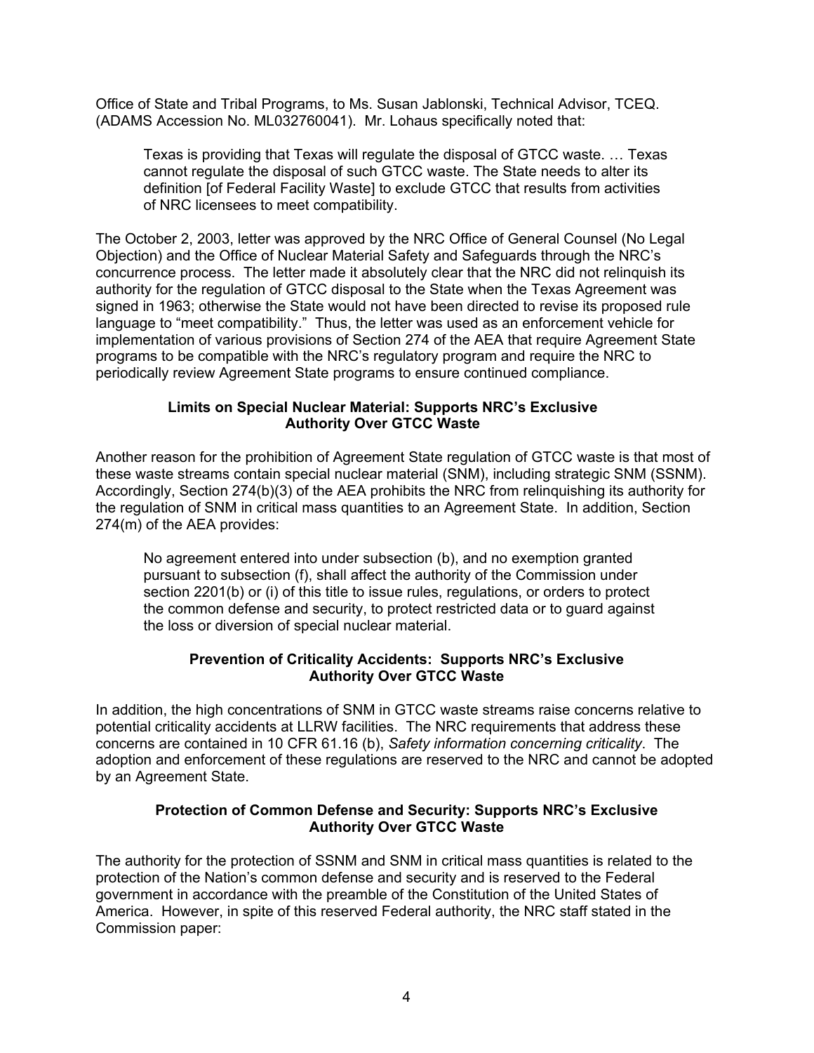Office of State and Tribal Programs, to Ms. Susan Jablonski, Technical Advisor, TCEQ. (ADAMS Accession No. ML032760041). Mr. Lohaus specifically noted that:

> Texas is providing that Texas will regulate the disposal of GTCC waste. … Texas cannot regulate the disposal of such GTCC waste. The State needs to alter its definition [of Federal Facility Waste] to exclude GTCC that results from activities of NRC licensees to meet compatibility.

The October 2, 2003, letter was approved by the NRC Office of General Counsel (No Legal Objection) and the Office of Nuclear Material Safety and Safeguards through the NRC's concurrence process. The letter made it absolutely clear that the NRC did not relinquish its authority for the regulation of GTCC disposal to the State when the Texas Agreement was signed in 1963; otherwise the State would not have been directed to revise its proposed rule language to "meet compatibility." Thus, the letter was used as an enforcement vehicle for implementation of various provisions of Section 274 of the AEA that require Agreement State programs to be compatible with the NRC's regulatory program and require the NRC to periodically review Agreement State programs to ensure continued compliance.

**Limits on Special Nuclear Material: Supports NRC's Exclusive Authority Over GTCC Waste**

Another reason for the prohibition of Agreement State regulation of GTCC waste is that most of these waste streams contain special nuclear material (SNM), including strategic SNM (SSNM). Accordingly, Section 274(b)(3) of the AEA prohibits the NRC from relinquishing its authority for the regulation of SNM in critical mass quantities to an Agreement State. In addition, Section 274(m) of the AEA provides:

> No agreement entered into under subsection (b), and no exemption granted pursuant to subsection (f), shall affect the authority of the Commission under section 2201(b) or (i) of this title to issue rules, regulations, or orders to protect the common defense and security, to protect restricted data or to guard against the loss or diversion of special nuclear material.

**Prevention of Criticality Accidents: Supports NRC's Exclusive Authority Over GTCC Waste**

In addition, the high concentrations of SNM in GTCC waste streams raise concerns relative to potential criticality accidents at LLRW facilities. The NRC requirements that address these concerns are contained in 10 CFR 61.16 (b), *Safety information concerning criticality*. The adoption and enforcement of these regulations are reserved to the NRC and cannot be adopted by an Agreement State.

**Protection of Common Defense and Security: Supports NRC's Exclusive Authority Over GTCC Waste**

The authority for the protection of SSNM and SNM in critical mass quantities is related to the protection of the Nation's common defense and security and is reserved to the Federal government in accordance with the preamble of the Constitution of the United States of America. However, in spite of this reserved Federal authority, the NRC staff stated in the Commission paper: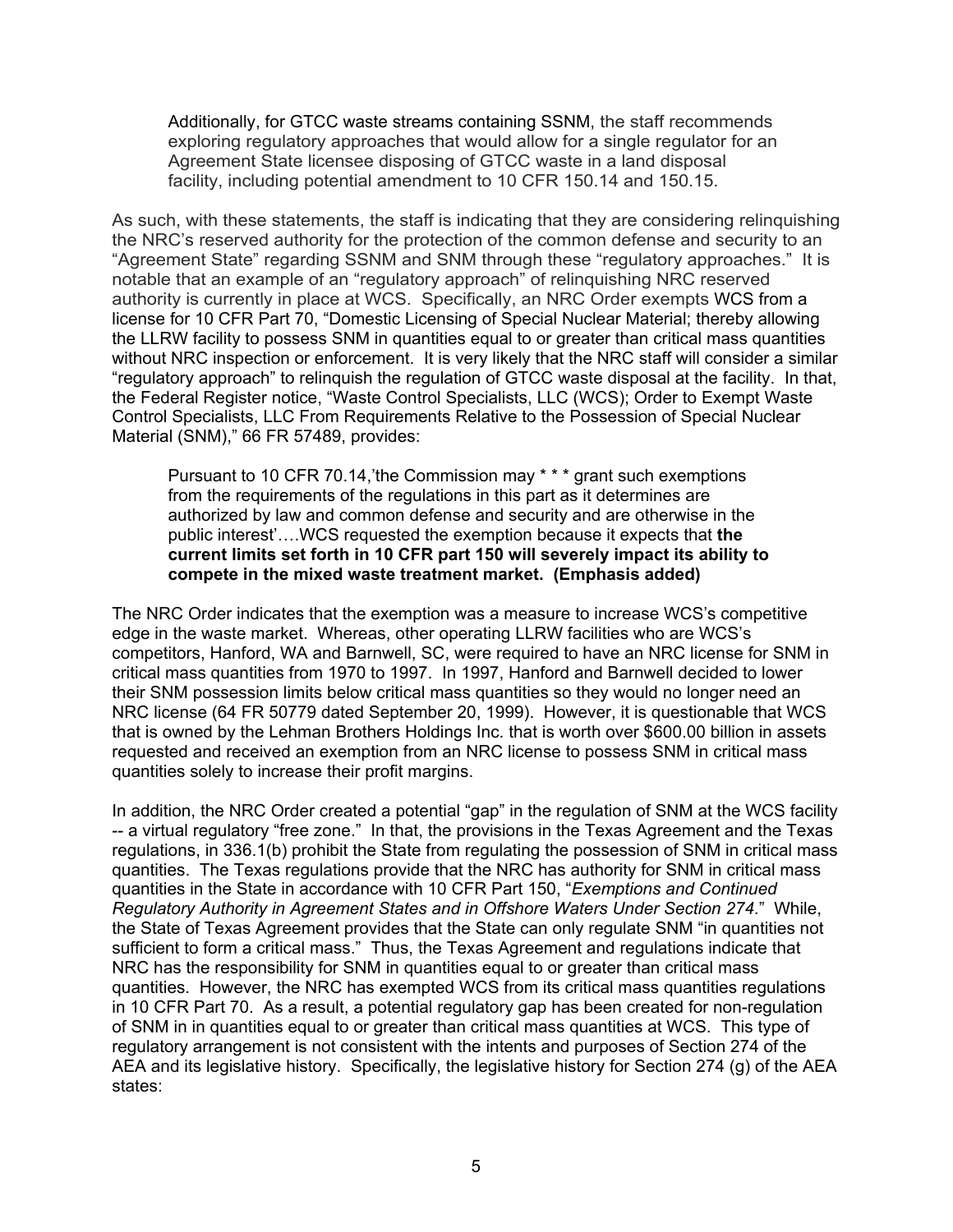> Additionally, for GTCC waste streams containing SSNM, the staff recommends exploring regulatory approaches that would allow for a single regulator for an Agreement State licensee disposing of GTCC waste in a land disposal facility, including potential amendment to 10 CFR 150.14 and 150.15.

As such, with these statements, the staff is indicating that they are considering relinquishing the NRC's reserved authority for the protection of the common defense and security to an "Agreement State" regarding SSNM and SNM through these "regulatory approaches." It is notable that an example of an "regulatory approach" of relinquishing NRC reserved authority is currently in place at WCS. Specifically, an NRC Order exempts WCS from a license for 10 CFR Part 70, "Domestic Licensing of Special Nuclear Material; thereby allowing the LLRW facility to possess SNM in quantities equal to or greater than critical mass quantities without NRC inspection or enforcement. It is very likely that the NRC staff will consider a similar "regulatory approach" to relinquish the regulation of GTCC waste disposal at the facility. In that, the Federal Register notice, "Waste Control Specialists, LLC (WCS); Order to Exempt Waste Control Specialists, LLC From Requirements Relative to the Possession of Special Nuclear Material (SNM)," 66 FR 57489, provides:

> Pursuant to 10 CFR 70.14,'the Commission may * * * grant such exemptions from the requirements of the regulations in this part as it determines are authorized by law and common defense and security and are otherwise in the public interest'….WCS requested the exemption because it expects that **the current limits set forth in 10 CFR part 150 will severely impact its ability to compete in the mixed waste treatment market. (Emphasis added)**

The NRC Order indicates that the exemption was a measure to increase WCS's competitive edge in the waste market. Whereas, other operating LLRW facilities who are WCS's competitors, Hanford, WA and Barnwell, SC, were required to have an NRC license for SNM in critical mass quantities from 1970 to 1997. In 1997, Hanford and Barnwell decided to lower their SNM possession limits below critical mass quantities so they would no longer need an NRC license (64 FR 50779 dated September 20, 1999). However, it is questionable that WCS that is owned by the Lehman Brothers Holdings Inc. that is worth over $600.00 billion in assets requested and received an exemption from an NRC license to possess SNM in critical mass quantities solely to increase their profit margins.

In addition, the NRC Order created a potential "gap" in the regulation of SNM at the WCS facility -- a virtual regulatory "free zone." In that, the provisions in the Texas Agreement and the Texas regulations, in 336.1(b) prohibit the State from regulating the possession of SNM in critical mass quantities. The Texas regulations provide that the NRC has authority for SNM in critical mass quantities in the State in accordance with 10 CFR Part 150, "*Exemptions and Continued Regulatory Authority in Agreement States and in Offshore Waters Under Section 274*." While, the State of Texas Agreement provides that the State can only regulate SNM "in quantities not sufficient to form a critical mass." Thus, the Texas Agreement and regulations indicate that NRC has the responsibility for SNM in quantities equal to or greater than critical mass quantities. However, the NRC has exempted WCS from its critical mass quantities regulations in 10 CFR Part 70. As a result, a potential regulatory gap has been created for non-regulation of SNM in in quantities equal to or greater than critical mass quantities at WCS. This type of regulatory arrangement is not consistent with the intents and purposes of Section 274 of the AEA and its legislative history. Specifically, the legislative history for Section 274 (g) of the AEA states: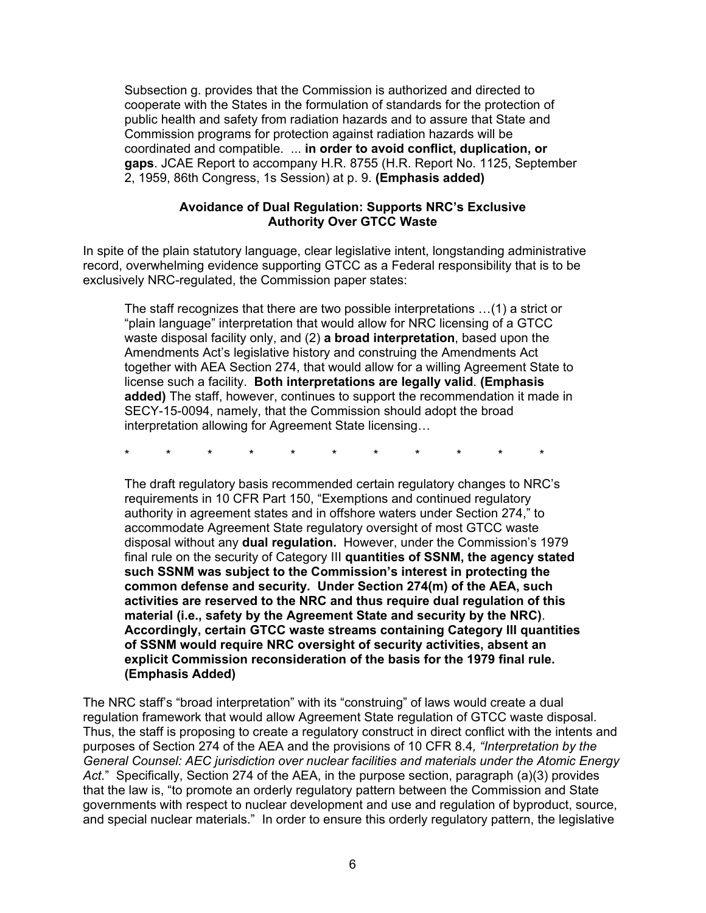> Subsection g. provides that the Commission is authorized and directed to cooperate with the States in the formulation of standards for the protection of public health and safety from radiation hazards and to assure that State and Commission programs for protection against radiation hazards will be coordinated and compatible. ... **in order to avoid conflict, duplication, or gaps**. JCAE Report to accompany H.R. 8755 (H.R. Report No. 1125, September 2, 1959, 86th Congress, 1s Session) at p. 9. **(Emphasis added)**

**Avoidance of Dual Regulation: Supports NRC's Exclusive Authority Over GTCC Waste**

In spite of the plain statutory language, clear legislative intent, longstanding administrative record, overwhelming evidence supporting GTCC as a Federal responsibility that is to be exclusively NRC-regulated, the Commission paper states:

> The staff recognizes that there are two possible interpretations …(1) a strict or "plain language" interpretation that would allow for NRC licensing of a GTCC waste disposal facility only, and (2) **a broad interpretation**, based upon the Amendments Act's legislative history and construing the Amendments Act together with AEA Section 274, that would allow for a willing Agreement State to license such a facility. **Both interpretations are legally valid**. **(Emphasis added)** The staff, however, continues to support the recommendation it made in SECY-15-0094, namely, that the Commission should adopt the broad interpretation allowing for Agreement State licensing…
>
> \* \* \* \* \* \* \* \* \* \* \*
>
> The draft regulatory basis recommended certain regulatory changes to NRC's requirements in 10 CFR Part 150, "Exemptions and continued regulatory authority in agreement states and in offshore waters under Section 274," to accommodate Agreement State regulatory oversight of most GTCC waste disposal without any **dual regulation.** However, under the Commission's 1979 final rule on the security of Category III **quantities of SSNM, the agency stated such SSNM was subject to the Commission's interest in protecting the common defense and security. Under Section 274(m) of the AEA, such activities are reserved to the NRC and thus require dual regulation of this material (i.e., safety by the Agreement State and security by the NRC)**. **Accordingly, certain GTCC waste streams containing Category III quantities of SSNM would require NRC oversight of security activities, absent an explicit Commission reconsideration of the basis for the 1979 final rule. (Emphasis Added)**

The NRC staff's "broad interpretation" with its "construing" of laws would create a dual regulation framework that would allow Agreement State regulation of GTCC waste disposal. Thus, the staff is proposing to create a regulatory construct in direct conflict with the intents and purposes of Section 274 of the AEA and the provisions of 10 CFR 8.4*, "Interpretation by the General Counsel: AEC jurisdiction over nuclear facilities and materials under the Atomic Energy Act*." Specifically, Section 274 of the AEA, in the purpose section, paragraph (a)(3) provides that the law is, "to promote an orderly regulatory pattern between the Commission and State governments with respect to nuclear development and use and regulation of byproduct, source, and special nuclear materials." In order to ensure this orderly regulatory pattern, the legislative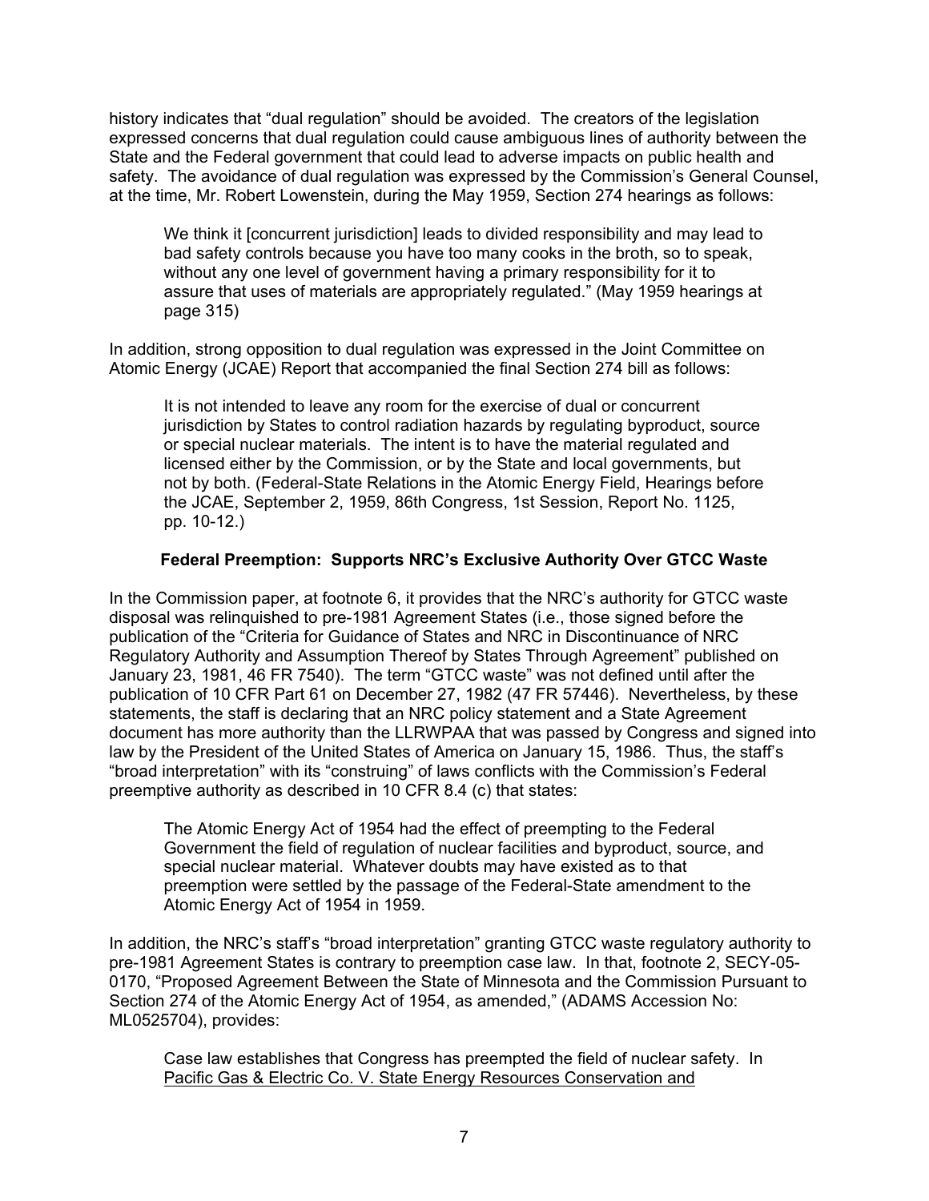history indicates that "dual regulation" should be avoided. The creators of the legislation expressed concerns that dual regulation could cause ambiguous lines of authority between the State and the Federal government that could lead to adverse impacts on public health and safety. The avoidance of dual regulation was expressed by the Commission's General Counsel, at the time, Mr. Robert Lowenstein, during the May 1959, Section 274 hearings as follows:

> We think it [concurrent jurisdiction] leads to divided responsibility and may lead to bad safety controls because you have too many cooks in the broth, so to speak, without any one level of government having a primary responsibility for it to assure that uses of materials are appropriately regulated." (May 1959 hearings at page 315)

In addition, strong opposition to dual regulation was expressed in the Joint Committee on Atomic Energy (JCAE) Report that accompanied the final Section 274 bill as follows:

> It is not intended to leave any room for the exercise of dual or concurrent jurisdiction by States to control radiation hazards by regulating byproduct, source or special nuclear materials. The intent is to have the material regulated and licensed either by the Commission, or by the State and local governments, but not by both. (Federal-State Relations in the Atomic Energy Field, Hearings before the JCAE, September 2, 1959, 86th Congress, 1st Session, Report No. 1125, pp. 10-12.)

**Federal Preemption: Supports NRC's Exclusive Authority Over GTCC Waste**

In the Commission paper, at footnote 6, it provides that the NRC's authority for GTCC waste disposal was relinquished to pre-1981 Agreement States (i.e., those signed before the publication of the "Criteria for Guidance of States and NRC in Discontinuance of NRC Regulatory Authority and Assumption Thereof by States Through Agreement" published on January 23, 1981, 46 FR 7540). The term "GTCC waste" was not defined until after the publication of 10 CFR Part 61 on December 27, 1982 (47 FR 57446). Nevertheless, by these statements, the staff is declaring that an NRC policy statement and a State Agreement document has more authority than the LLRWPAA that was passed by Congress and signed into law by the President of the United States of America on January 15, 1986. Thus, the staff's "broad interpretation" with its "construing" of laws conflicts with the Commission's Federal preemptive authority as described in 10 CFR 8.4 (c) that states:

> The Atomic Energy Act of 1954 had the effect of preempting to the Federal Government the field of regulation of nuclear facilities and byproduct, source, and special nuclear material. Whatever doubts may have existed as to that preemption were settled by the passage of the Federal-State amendment to the Atomic Energy Act of 1954 in 1959.

In addition, the NRC's staff's "broad interpretation" granting GTCC waste regulatory authority to pre-1981 Agreement States is contrary to preemption case law. In that, footnote 2, SECY-05-0170, "Proposed Agreement Between the State of Minnesota and the Commission Pursuant to Section 274 of the Atomic Energy Act of 1954, as amended," (ADAMS Accession No: ML0525704), provides:

> Case law establishes that Congress has preempted the field of nuclear safety. In <u>Pacific Gas & Electric Co. V. State Energy Resources Conservation and</u>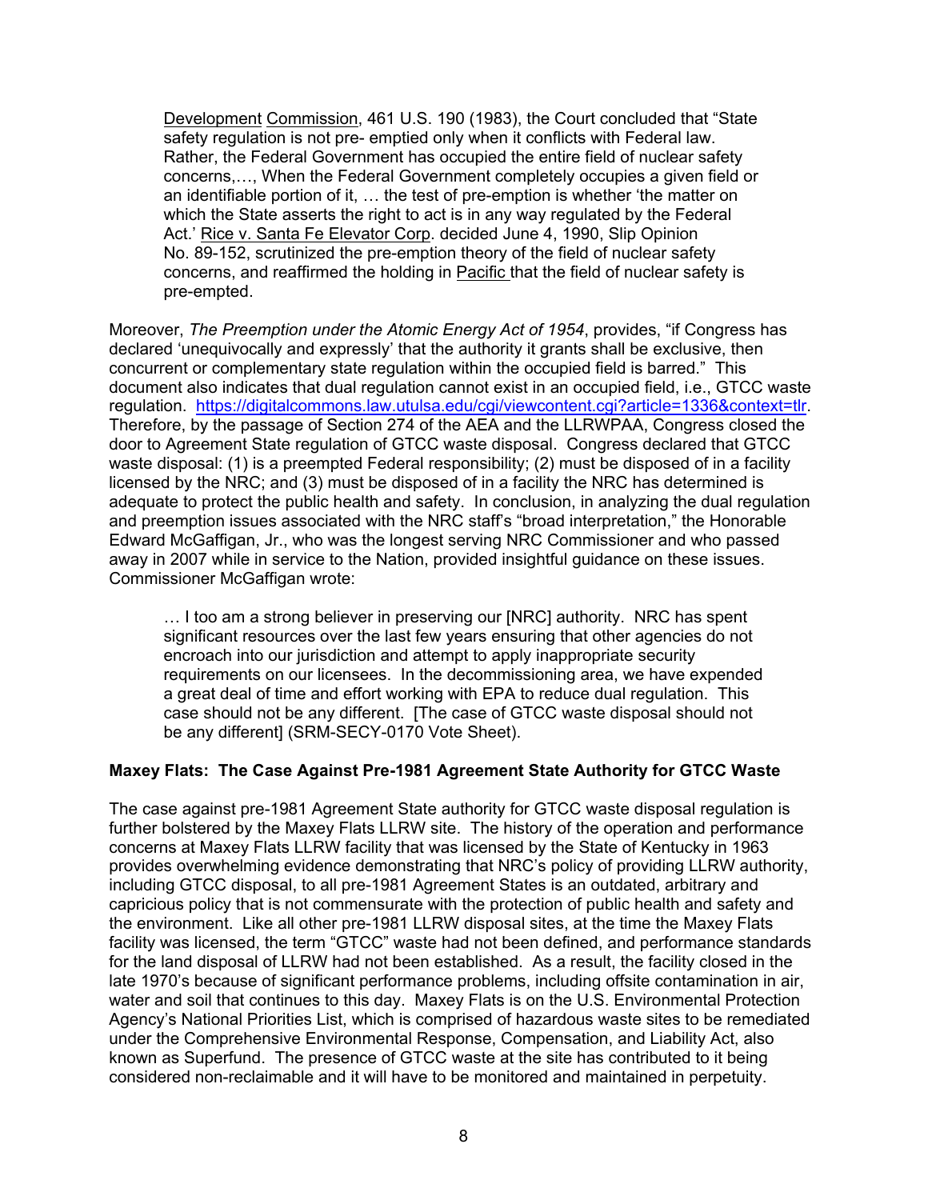Development Commission, 461 U.S. 190 (1983), the Court concluded that "State safety regulation is not pre- emptied only when it conflicts with Federal law. Rather, the Federal Government has occupied the entire field of nuclear safety concerns,…, When the Federal Government completely occupies a given field or an identifiable portion of it, … the test of pre-emption is whether 'the matter on which the State asserts the right to act is in any way regulated by the Federal Act.' Rice v. Santa Fe Elevator Corp. decided June 4, 1990, Slip Opinion No. 89-152, scrutinized the pre-emption theory of the field of nuclear safety concerns, and reaffirmed the holding in Pacific that the field of nuclear safety is pre-empted.

Moreover, *The Preemption under the Atomic Energy Act of 1954*, provides, "if Congress has declared 'unequivocally and expressly' that the authority it grants shall be exclusive, then concurrent or complementary state regulation within the occupied field is barred." This document also indicates that dual regulation cannot exist in an occupied field, i.e., GTCC waste regulation. https://digitalcommons.law.utulsa.edu/cgi/viewcontent.cgi?article=1336&context=tlr. Therefore, by the passage of Section 274 of the AEA and the LLRWPAA, Congress closed the door to Agreement State regulation of GTCC waste disposal. Congress declared that GTCC waste disposal: (1) is a preempted Federal responsibility; (2) must be disposed of in a facility licensed by the NRC; and (3) must be disposed of in a facility the NRC has determined is adequate to protect the public health and safety. In conclusion, in analyzing the dual regulation and preemption issues associated with the NRC staff's "broad interpretation," the Honorable Edward McGaffigan, Jr., who was the longest serving NRC Commissioner and who passed away in 2007 while in service to the Nation, provided insightful guidance on these issues. Commissioner McGaffigan wrote:

> … I too am a strong believer in preserving our [NRC] authority. NRC has spent significant resources over the last few years ensuring that other agencies do not encroach into our jurisdiction and attempt to apply inappropriate security requirements on our licensees. In the decommissioning area, we have expended a great deal of time and effort working with EPA to reduce dual regulation. This case should not be any different. [The case of GTCC waste disposal should not be any different] (SRM-SECY-0170 Vote Sheet).

**Maxey Flats: The Case Against Pre-1981 Agreement State Authority for GTCC Waste**

The case against pre-1981 Agreement State authority for GTCC waste disposal regulation is further bolstered by the Maxey Flats LLRW site. The history of the operation and performance concerns at Maxey Flats LLRW facility that was licensed by the State of Kentucky in 1963 provides overwhelming evidence demonstrating that NRC's policy of providing LLRW authority, including GTCC disposal, to all pre-1981 Agreement States is an outdated, arbitrary and capricious policy that is not commensurate with the protection of public health and safety and the environment. Like all other pre-1981 LLRW disposal sites, at the time the Maxey Flats facility was licensed, the term "GTCC" waste had not been defined, and performance standards for the land disposal of LLRW had not been established. As a result, the facility closed in the late 1970's because of significant performance problems, including offsite contamination in air, water and soil that continues to this day. Maxey Flats is on the U.S. Environmental Protection Agency's National Priorities List, which is comprised of hazardous waste sites to be remediated under the Comprehensive Environmental Response, Compensation, and Liability Act, also known as Superfund. The presence of GTCC waste at the site has contributed to it being considered non-reclaimable and it will have to be monitored and maintained in perpetuity.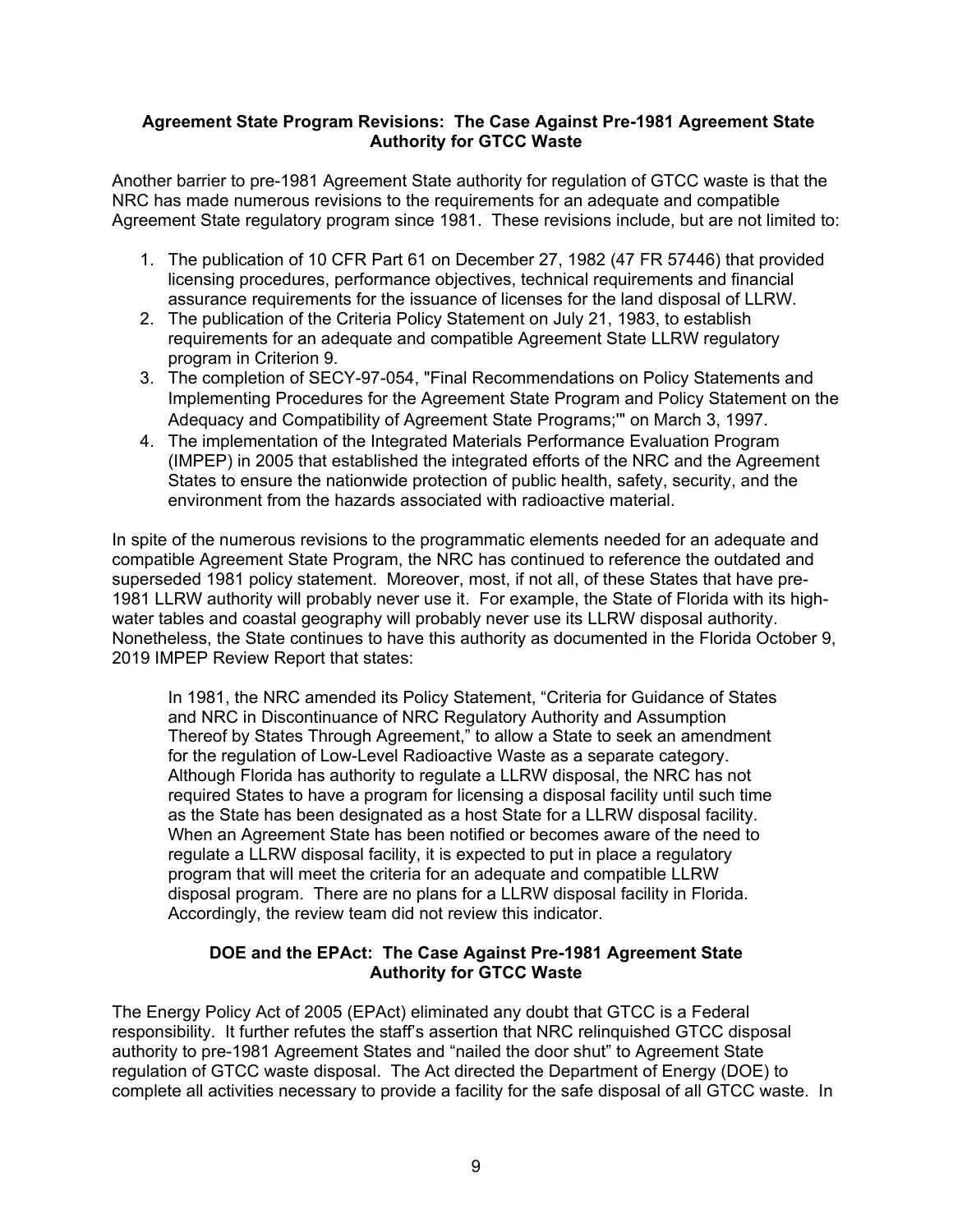**Agreement State Program Revisions: The Case Against Pre-1981 Agreement State Authority for GTCC Waste**

Another barrier to pre-1981 Agreement State authority for regulation of GTCC waste is that the NRC has made numerous revisions to the requirements for an adequate and compatible Agreement State regulatory program since 1981. These revisions include, but are not limited to:

1. The publication of 10 CFR Part 61 on December 27, 1982 (47 FR 57446) that provided licensing procedures, performance objectives, technical requirements and financial assurance requirements for the issuance of licenses for the land disposal of LLRW.
2. The publication of the Criteria Policy Statement on July 21, 1983, to establish requirements for an adequate and compatible Agreement State LLRW regulatory program in Criterion 9.
3. The completion of SECY-97-054, "Final Recommendations on Policy Statements and Implementing Procedures for the Agreement State Program and Policy Statement on the Adequacy and Compatibility of Agreement State Programs;'" on March 3, 1997.
4. The implementation of the Integrated Materials Performance Evaluation Program (IMPEP) in 2005 that established the integrated efforts of the NRC and the Agreement States to ensure the nationwide protection of public health, safety, security, and the environment from the hazards associated with radioactive material.

In spite of the numerous revisions to the programmatic elements needed for an adequate and compatible Agreement State Program, the NRC has continued to reference the outdated and superseded 1981 policy statement. Moreover, most, if not all, of these States that have pre-1981 LLRW authority will probably never use it. For example, the State of Florida with its high-water tables and coastal geography will probably never use its LLRW disposal authority. Nonetheless, the State continues to have this authority as documented in the Florida October 9, 2019 IMPEP Review Report that states:

> In 1981, the NRC amended its Policy Statement, "Criteria for Guidance of States and NRC in Discontinuance of NRC Regulatory Authority and Assumption Thereof by States Through Agreement," to allow a State to seek an amendment for the regulation of Low-Level Radioactive Waste as a separate category. Although Florida has authority to regulate a LLRW disposal, the NRC has not required States to have a program for licensing a disposal facility until such time as the State has been designated as a host State for a LLRW disposal facility. When an Agreement State has been notified or becomes aware of the need to regulate a LLRW disposal facility, it is expected to put in place a regulatory program that will meet the criteria for an adequate and compatible LLRW disposal program. There are no plans for a LLRW disposal facility in Florida. Accordingly, the review team did not review this indicator.

**DOE and the EPAct: The Case Against Pre-1981 Agreement State Authority for GTCC Waste**

The Energy Policy Act of 2005 (EPAct) eliminated any doubt that GTCC is a Federal responsibility. It further refutes the staff's assertion that NRC relinquished GTCC disposal authority to pre-1981 Agreement States and "nailed the door shut" to Agreement State regulation of GTCC waste disposal. The Act directed the Department of Energy (DOE) to complete all activities necessary to provide a facility for the safe disposal of all GTCC waste. In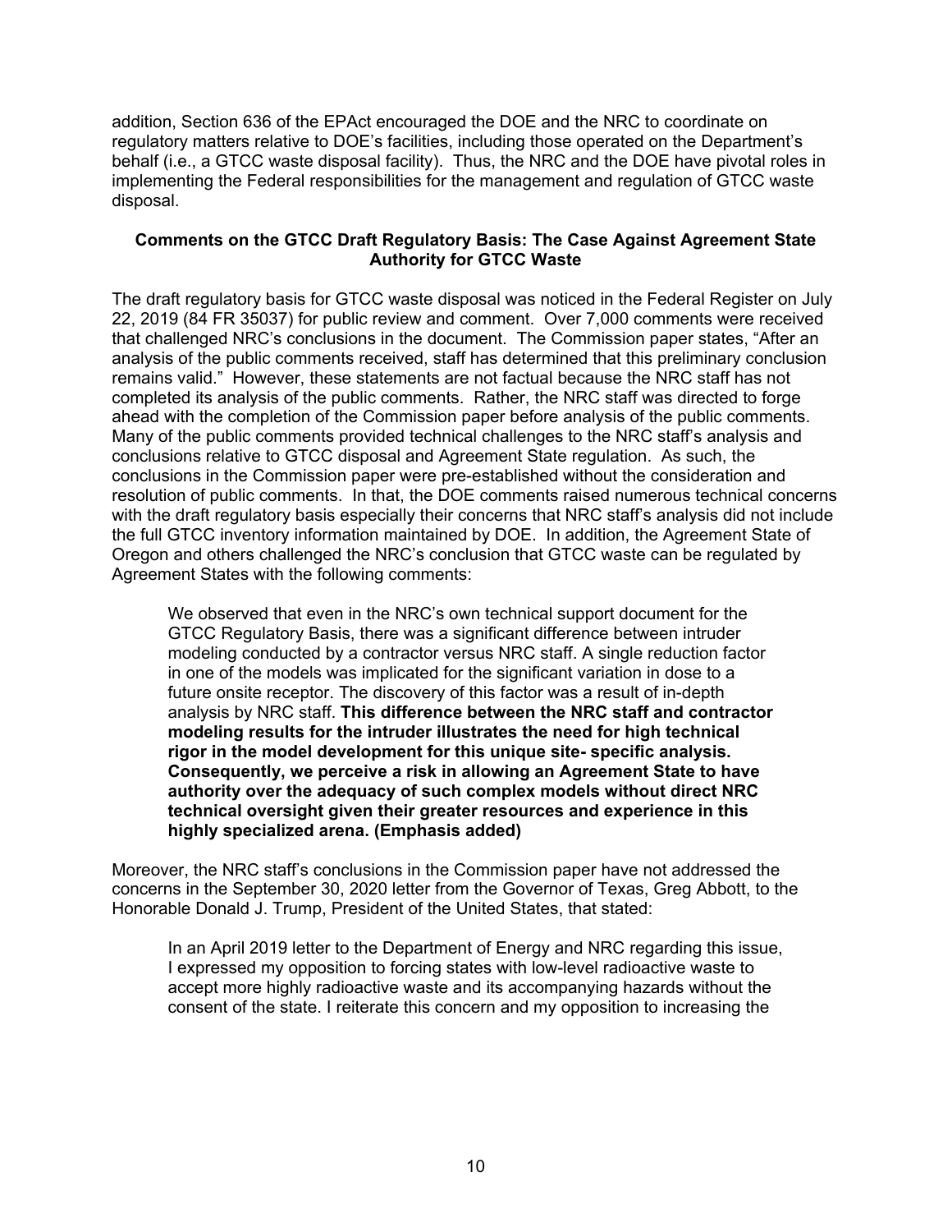addition, Section 636 of the EPAct encouraged the DOE and the NRC to coordinate on regulatory matters relative to DOE's facilities, including those operated on the Department's behalf (i.e., a GTCC waste disposal facility). Thus, the NRC and the DOE have pivotal roles in implementing the Federal responsibilities for the management and regulation of GTCC waste disposal.

**Comments on the GTCC Draft Regulatory Basis: The Case Against Agreement State Authority for GTCC Waste**

The draft regulatory basis for GTCC waste disposal was noticed in the Federal Register on July 22, 2019 (84 FR 35037) for public review and comment. Over 7,000 comments were received that challenged NRC's conclusions in the document. The Commission paper states, "After an analysis of the public comments received, staff has determined that this preliminary conclusion remains valid." However, these statements are not factual because the NRC staff has not completed its analysis of the public comments. Rather, the NRC staff was directed to forge ahead with the completion of the Commission paper before analysis of the public comments. Many of the public comments provided technical challenges to the NRC staff's analysis and conclusions relative to GTCC disposal and Agreement State regulation. As such, the conclusions in the Commission paper were pre-established without the consideration and resolution of public comments. In that, the DOE comments raised numerous technical concerns with the draft regulatory basis especially their concerns that NRC staff's analysis did not include the full GTCC inventory information maintained by DOE. In addition, the Agreement State of Oregon and others challenged the NRC's conclusion that GTCC waste can be regulated by Agreement States with the following comments:

> We observed that even in the NRC's own technical support document for the GTCC Regulatory Basis, there was a significant difference between intruder modeling conducted by a contractor versus NRC staff. A single reduction factor in one of the models was implicated for the significant variation in dose to a future onsite receptor. The discovery of this factor was a result of in-depth analysis by NRC staff. **This difference between the NRC staff and contractor modeling results for the intruder illustrates the need for high technical rigor in the model development for this unique site- specific analysis. Consequently, we perceive a risk in allowing an Agreement State to have authority over the adequacy of such complex models without direct NRC technical oversight given their greater resources and experience in this highly specialized arena. (Emphasis added)**

Moreover, the NRC staff's conclusions in the Commission paper have not addressed the concerns in the September 30, 2020 letter from the Governor of Texas, Greg Abbott, to the Honorable Donald J. Trump, President of the United States, that stated:

> In an April 2019 letter to the Department of Energy and NRC regarding this issue, I expressed my opposition to forcing states with low-level radioactive waste to accept more highly radioactive waste and its accompanying hazards without the consent of the state. I reiterate this concern and my opposition to increasing the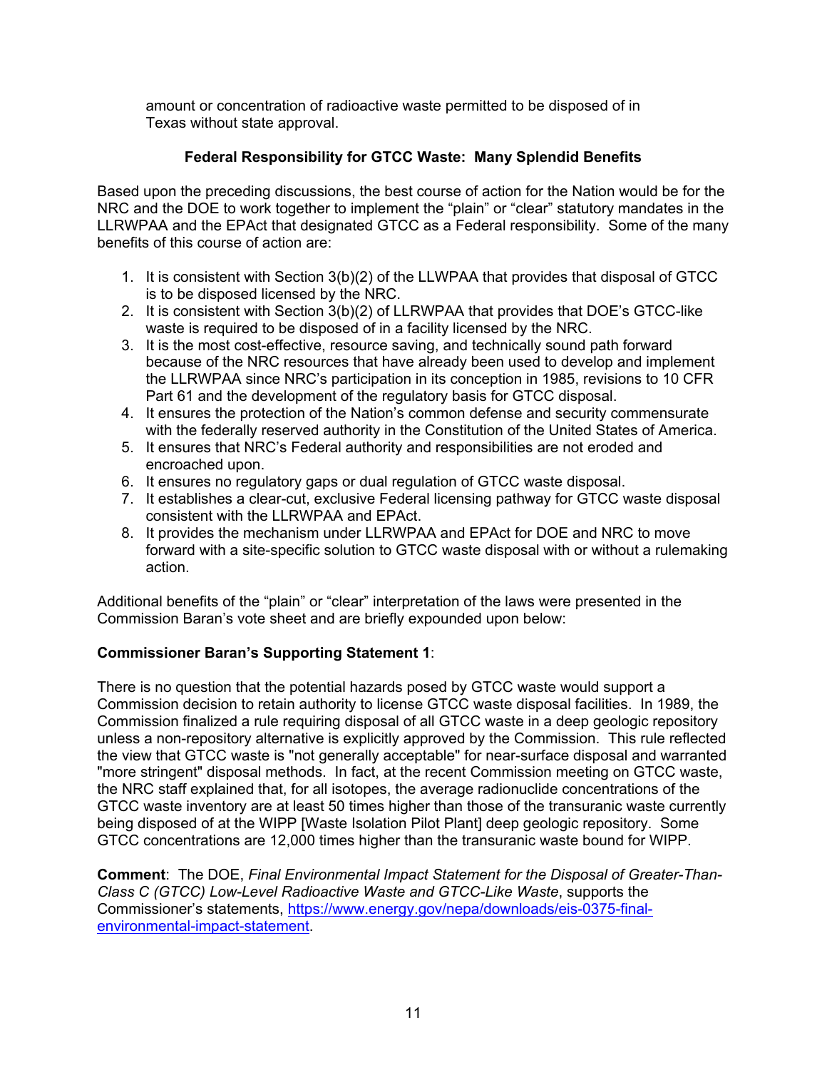amount or concentration of radioactive waste permitted to be disposed of in Texas without state approval.

### Federal Responsibility for GTCC Waste: Many Splendid Benefits

Based upon the preceding discussions, the best course of action for the Nation would be for the NRC and the DOE to work together to implement the "plain" or "clear" statutory mandates in the LLRWPAA and the EPAct that designated GTCC as a Federal responsibility. Some of the many benefits of this course of action are:

1. It is consistent with Section 3(b)(2) of the LLWPAA that provides that disposal of GTCC is to be disposed licensed by the NRC.
2. It is consistent with Section 3(b)(2) of LLRWPAA that provides that DOE's GTCC-like waste is required to be disposed of in a facility licensed by the NRC.
3. It is the most cost-effective, resource saving, and technically sound path forward because of the NRC resources that have already been used to develop and implement the LLRWPAA since NRC's participation in its conception in 1985, revisions to 10 CFR Part 61 and the development of the regulatory basis for GTCC disposal.
4. It ensures the protection of the Nation's common defense and security commensurate with the federally reserved authority in the Constitution of the United States of America.
5. It ensures that NRC's Federal authority and responsibilities are not eroded and encroached upon.
6. It ensures no regulatory gaps or dual regulation of GTCC waste disposal.
7. It establishes a clear-cut, exclusive Federal licensing pathway for GTCC waste disposal consistent with the LLRWPAA and EPAct.
8. It provides the mechanism under LLRWPAA and EPAct for DOE and NRC to move forward with a site-specific solution to GTCC waste disposal with or without a rulemaking action.

Additional benefits of the "plain" or "clear" interpretation of the laws were presented in the Commission Baran's vote sheet and are briefly expounded upon below:

**Commissioner Baran's Supporting Statement 1**:

There is no question that the potential hazards posed by GTCC waste would support a Commission decision to retain authority to license GTCC waste disposal facilities. In 1989, the Commission finalized a rule requiring disposal of all GTCC waste in a deep geologic repository unless a non-repository alternative is explicitly approved by the Commission. This rule reflected the view that GTCC waste is "not generally acceptable" for near-surface disposal and warranted "more stringent" disposal methods. In fact, at the recent Commission meeting on GTCC waste, the NRC staff explained that, for all isotopes, the average radionuclide concentrations of the GTCC waste inventory are at least 50 times higher than those of the transuranic waste currently being disposed of at the WIPP [Waste Isolation Pilot Plant] deep geologic repository. Some GTCC concentrations are 12,000 times higher than the transuranic waste bound for WIPP.

**Comment**: The DOE, *Final Environmental Impact Statement for the Disposal of Greater-Than-Class C (GTCC) Low-Level Radioactive Waste and GTCC-Like Waste*, supports the Commissioner's statements, https://www.energy.gov/nepa/downloads/eis-0375-final-environmental-impact-statement.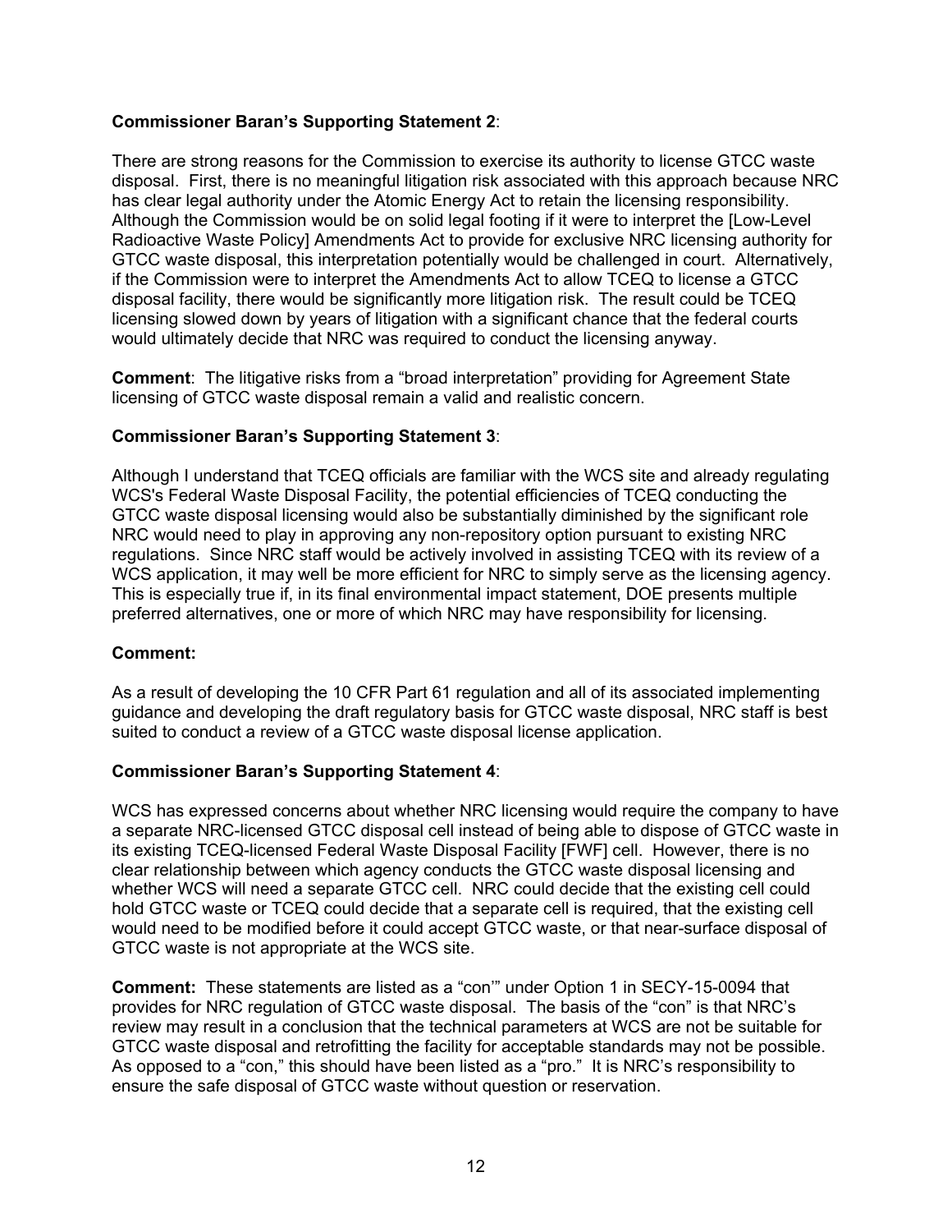**Commissioner Baran's Supporting Statement 2**:

There are strong reasons for the Commission to exercise its authority to license GTCC waste disposal. First, there is no meaningful litigation risk associated with this approach because NRC has clear legal authority under the Atomic Energy Act to retain the licensing responsibility. Although the Commission would be on solid legal footing if it were to interpret the [Low-Level Radioactive Waste Policy] Amendments Act to provide for exclusive NRC licensing authority for GTCC waste disposal, this interpretation potentially would be challenged in court. Alternatively, if the Commission were to interpret the Amendments Act to allow TCEQ to license a GTCC disposal facility, there would be significantly more litigation risk. The result could be TCEQ licensing slowed down by years of litigation with a significant chance that the federal courts would ultimately decide that NRC was required to conduct the licensing anyway.

**Comment**: The litigative risks from a "broad interpretation" providing for Agreement State licensing of GTCC waste disposal remain a valid and realistic concern.

**Commissioner Baran's Supporting Statement 3**:

Although I understand that TCEQ officials are familiar with the WCS site and already regulating WCS's Federal Waste Disposal Facility, the potential efficiencies of TCEQ conducting the GTCC waste disposal licensing would also be substantially diminished by the significant role NRC would need to play in approving any non-repository option pursuant to existing NRC regulations. Since NRC staff would be actively involved in assisting TCEQ with its review of a WCS application, it may well be more efficient for NRC to simply serve as the licensing agency. This is especially true if, in its final environmental impact statement, DOE presents multiple preferred alternatives, one or more of which NRC may have responsibility for licensing.

**Comment:**

As a result of developing the 10 CFR Part 61 regulation and all of its associated implementing guidance and developing the draft regulatory basis for GTCC waste disposal, NRC staff is best suited to conduct a review of a GTCC waste disposal license application.

**Commissioner Baran's Supporting Statement 4**:

WCS has expressed concerns about whether NRC licensing would require the company to have a separate NRC-licensed GTCC disposal cell instead of being able to dispose of GTCC waste in its existing TCEQ-licensed Federal Waste Disposal Facility [FWF] cell. However, there is no clear relationship between which agency conducts the GTCC waste disposal licensing and whether WCS will need a separate GTCC cell. NRC could decide that the existing cell could hold GTCC waste or TCEQ could decide that a separate cell is required, that the existing cell would need to be modified before it could accept GTCC waste, or that near-surface disposal of GTCC waste is not appropriate at the WCS site.

**Comment:** These statements are listed as a "con'" under Option 1 in SECY-15-0094 that provides for NRC regulation of GTCC waste disposal. The basis of the "con" is that NRC's review may result in a conclusion that the technical parameters at WCS are not be suitable for GTCC waste disposal and retrofitting the facility for acceptable standards may not be possible. As opposed to a "con," this should have been listed as a "pro." It is NRC's responsibility to ensure the safe disposal of GTCC waste without question or reservation.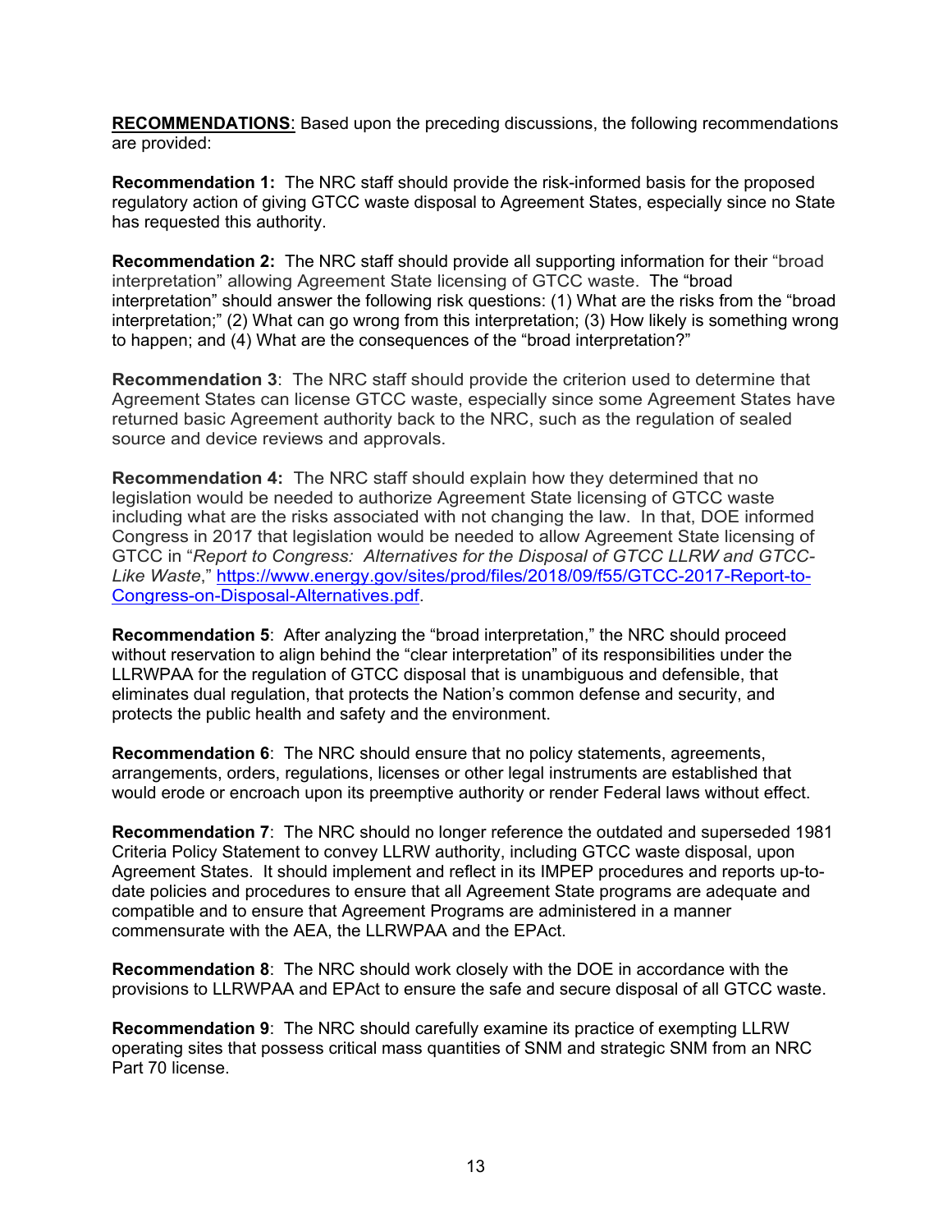**<u>RECOMMENDATIONS</u>**: Based upon the preceding discussions, the following recommendations are provided:

**Recommendation 1:** The NRC staff should provide the risk-informed basis for the proposed regulatory action of giving GTCC waste disposal to Agreement States, especially since no State has requested this authority.

**Recommendation 2:** The NRC staff should provide all supporting information for their "broad interpretation" allowing Agreement State licensing of GTCC waste. The "broad interpretation" should answer the following risk questions: (1) What are the risks from the "broad interpretation;" (2) What can go wrong from this interpretation; (3) How likely is something wrong to happen; and (4) What are the consequences of the "broad interpretation?"

**Recommendation 3**: The NRC staff should provide the criterion used to determine that Agreement States can license GTCC waste, especially since some Agreement States have returned basic Agreement authority back to the NRC, such as the regulation of sealed source and device reviews and approvals.

**Recommendation 4:** The NRC staff should explain how they determined that no legislation would be needed to authorize Agreement State licensing of GTCC waste including what are the risks associated with not changing the law. In that, DOE informed Congress in 2017 that legislation would be needed to allow Agreement State licensing of GTCC in "*Report to Congress: Alternatives for the Disposal of GTCC LLRW and GTCC-Like Waste*," [https://www.energy.gov/sites/prod/files/2018/09/f55/GTCC-2017-Report-to-Congress-on-Disposal-Alternatives.pdf](https://www.energy.gov/sites/prod/files/2018/09/f55/GTCC-2017-Report-to-Congress-on-Disposal-Alternatives.pdf).

**Recommendation 5**: After analyzing the "broad interpretation," the NRC should proceed without reservation to align behind the "clear interpretation" of its responsibilities under the LLRWPAA for the regulation of GTCC disposal that is unambiguous and defensible, that eliminates dual regulation, that protects the Nation's common defense and security, and protects the public health and safety and the environment.

**Recommendation 6**: The NRC should ensure that no policy statements, agreements, arrangements, orders, regulations, licenses or other legal instruments are established that would erode or encroach upon its preemptive authority or render Federal laws without effect.

**Recommendation 7**: The NRC should no longer reference the outdated and superseded 1981 Criteria Policy Statement to convey LLRW authority, including GTCC waste disposal, upon Agreement States. It should implement and reflect in its IMPEP procedures and reports up-to-date policies and procedures to ensure that all Agreement State programs are adequate and compatible and to ensure that Agreement Programs are administered in a manner commensurate with the AEA, the LLRWPAA and the EPAct.

**Recommendation 8**: The NRC should work closely with the DOE in accordance with the provisions to LLRWPAA and EPAct to ensure the safe and secure disposal of all GTCC waste.

**Recommendation 9**: The NRC should carefully examine its practice of exempting LLRW operating sites that possess critical mass quantities of SNM and strategic SNM from an NRC Part 70 license.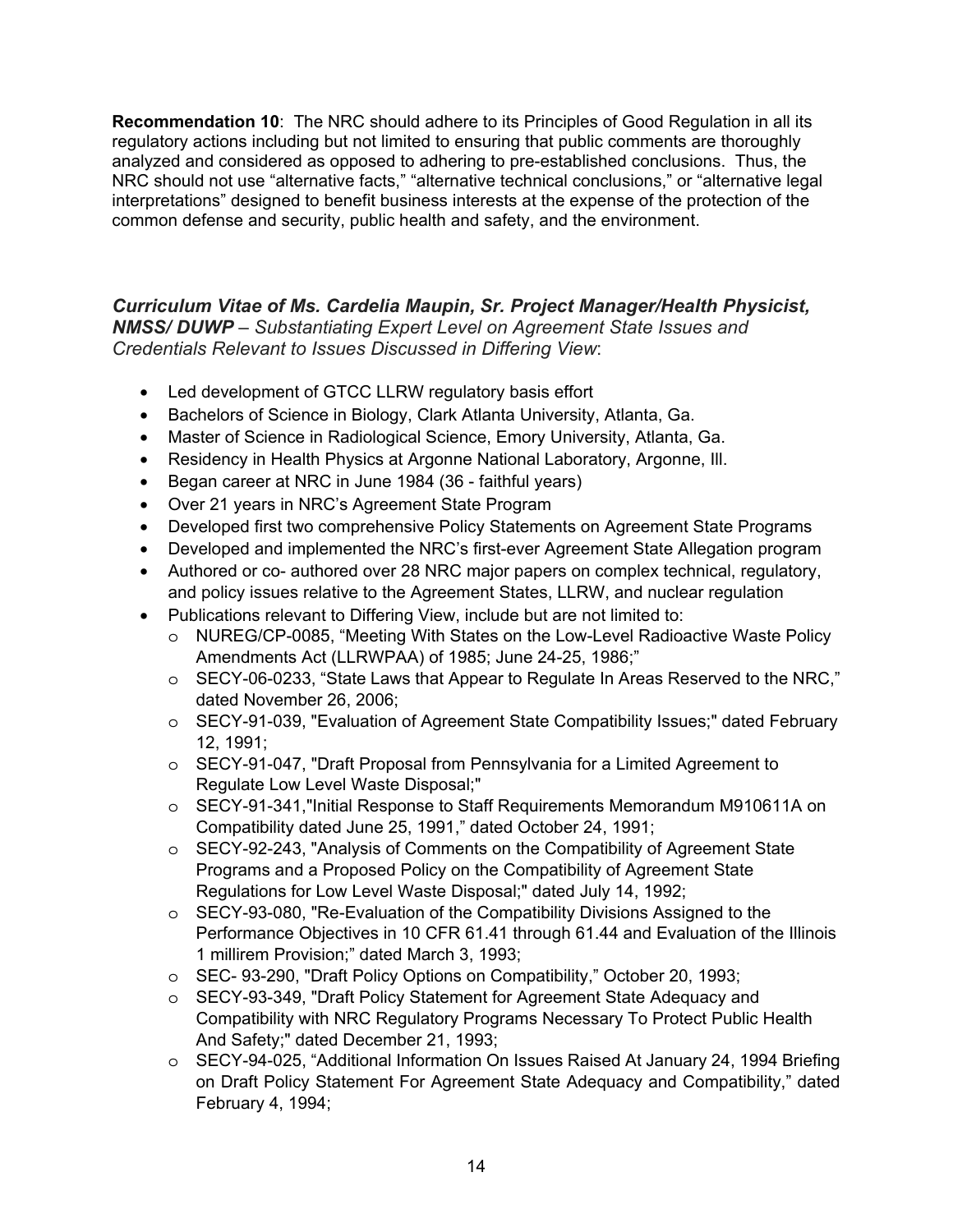**Recommendation 10**: The NRC should adhere to its Principles of Good Regulation in all its regulatory actions including but not limited to ensuring that public comments are thoroughly analyzed and considered as opposed to adhering to pre-established conclusions. Thus, the NRC should not use "alternative facts," "alternative technical conclusions," or "alternative legal interpretations" designed to benefit business interests at the expense of the protection of the common defense and security, public health and safety, and the environment.

***Curriculum Vitae of Ms. Cardelia Maupin, Sr. Project Manager/Health Physicist, NMSS/ DUWP** – Substantiating Expert Level on Agreement State Issues and Credentials Relevant to Issues Discussed in Differing View*:

- Led development of GTCC LLRW regulatory basis effort
- Bachelors of Science in Biology, Clark Atlanta University, Atlanta, Ga.
- Master of Science in Radiological Science, Emory University, Atlanta, Ga.
- Residency in Health Physics at Argonne National Laboratory, Argonne, Ill.
- Began career at NRC in June 1984 (36 - faithful years)
- Over 21 years in NRC's Agreement State Program
- Developed first two comprehensive Policy Statements on Agreement State Programs
- Developed and implemented the NRC's first-ever Agreement State Allegation program
- Authored or co- authored over 28 NRC major papers on complex technical, regulatory, and policy issues relative to the Agreement States, LLRW, and nuclear regulation
- Publications relevant to Differing View, include but are not limited to:
  - NUREG/CP-0085, "Meeting With States on the Low-Level Radioactive Waste Policy Amendments Act (LLRWPAA) of 1985; June 24-25, 1986;"
  - SECY-06-0233, "State Laws that Appear to Regulate In Areas Reserved to the NRC," dated November 26, 2006;
  - SECY-91-039, "Evaluation of Agreement State Compatibility Issues;" dated February 12, 1991;
  - SECY-91-047, "Draft Proposal from Pennsylvania for a Limited Agreement to Regulate Low Level Waste Disposal;"
  - SECY-91-341,"Initial Response to Staff Requirements Memorandum M910611A on Compatibility dated June 25, 1991," dated October 24, 1991;
  - SECY-92-243, "Analysis of Comments on the Compatibility of Agreement State Programs and a Proposed Policy on the Compatibility of Agreement State Regulations for Low Level Waste Disposal;" dated July 14, 1992;
  - SECY-93-080, "Re-Evaluation of the Compatibility Divisions Assigned to the Performance Objectives in 10 CFR 61.41 through 61.44 and Evaluation of the Illinois 1 millirem Provision;" dated March 3, 1993;
  - SEC- 93-290, "Draft Policy Options on Compatibility," October 20, 1993;
  - SECY-93-349, "Draft Policy Statement for Agreement State Adequacy and Compatibility with NRC Regulatory Programs Necessary To Protect Public Health And Safety;" dated December 21, 1993;
  - SECY-94-025, "Additional Information On Issues Raised At January 24, 1994 Briefing on Draft Policy Statement For Agreement State Adequacy and Compatibility," dated February 4, 1994;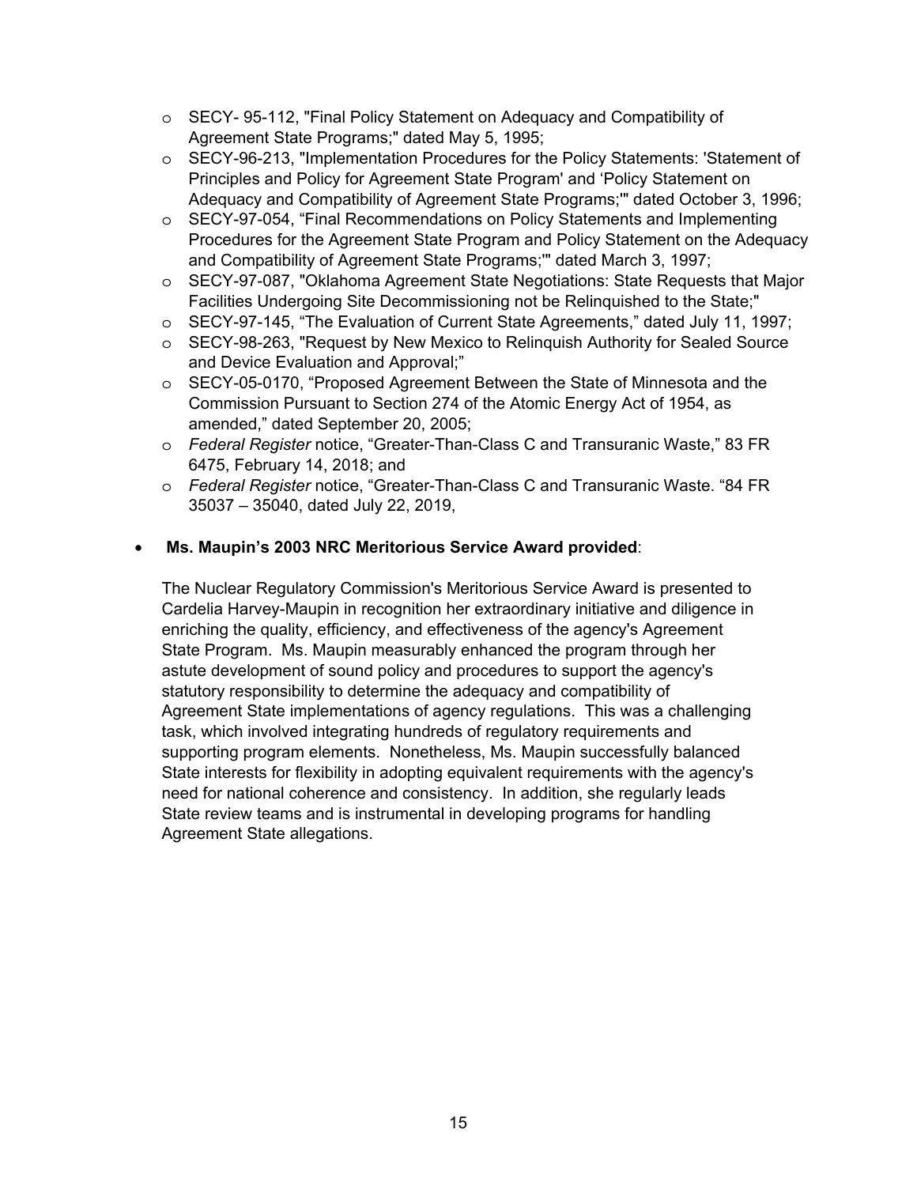- SECY- 95-112, "Final Policy Statement on Adequacy and Compatibility of Agreement State Programs;" dated May 5, 1995;
- SECY-96-213, "Implementation Procedures for the Policy Statements: 'Statement of Principles and Policy for Agreement State Program' and 'Policy Statement on Adequacy and Compatibility of Agreement State Programs;'" dated October 3, 1996;
- SECY-97-054, "Final Recommendations on Policy Statements and Implementing Procedures for the Agreement State Program and Policy Statement on the Adequacy and Compatibility of Agreement State Programs;'" dated March 3, 1997;
- SECY-97-087, "Oklahoma Agreement State Negotiations: State Requests that Major Facilities Undergoing Site Decommissioning not be Relinquished to the State;"
- SECY-97-145, "The Evaluation of Current State Agreements," dated July 11, 1997;
- SECY-98-263, "Request by New Mexico to Relinquish Authority for Sealed Source and Device Evaluation and Approval;"
- SECY-05-0170, "Proposed Agreement Between the State of Minnesota and the Commission Pursuant to Section 274 of the Atomic Energy Act of 1954, as amended," dated September 20, 2005;
- *Federal Register* notice, "Greater-Than-Class C and Transuranic Waste," 83 FR 6475, February 14, 2018; and
- *Federal Register* notice, "Greater-Than-Class C and Transuranic Waste. "84 FR 35037 – 35040, dated July 22, 2019,

- **Ms. Maupin's 2003 NRC Meritorious Service Award provided**:

  The Nuclear Regulatory Commission's Meritorious Service Award is presented to Cardelia Harvey-Maupin in recognition her extraordinary initiative and diligence in enriching the quality, efficiency, and effectiveness of the agency's Agreement State Program. Ms. Maupin measurably enhanced the program through her astute development of sound policy and procedures to support the agency's statutory responsibility to determine the adequacy and compatibility of Agreement State implementations of agency regulations. This was a challenging task, which involved integrating hundreds of regulatory requirements and supporting program elements. Nonetheless, Ms. Maupin successfully balanced State interests for flexibility in adopting equivalent requirements with the agency's need for national coherence and consistency. In addition, she regularly leads State review teams and is instrumental in developing programs for handling Agreement State allegations.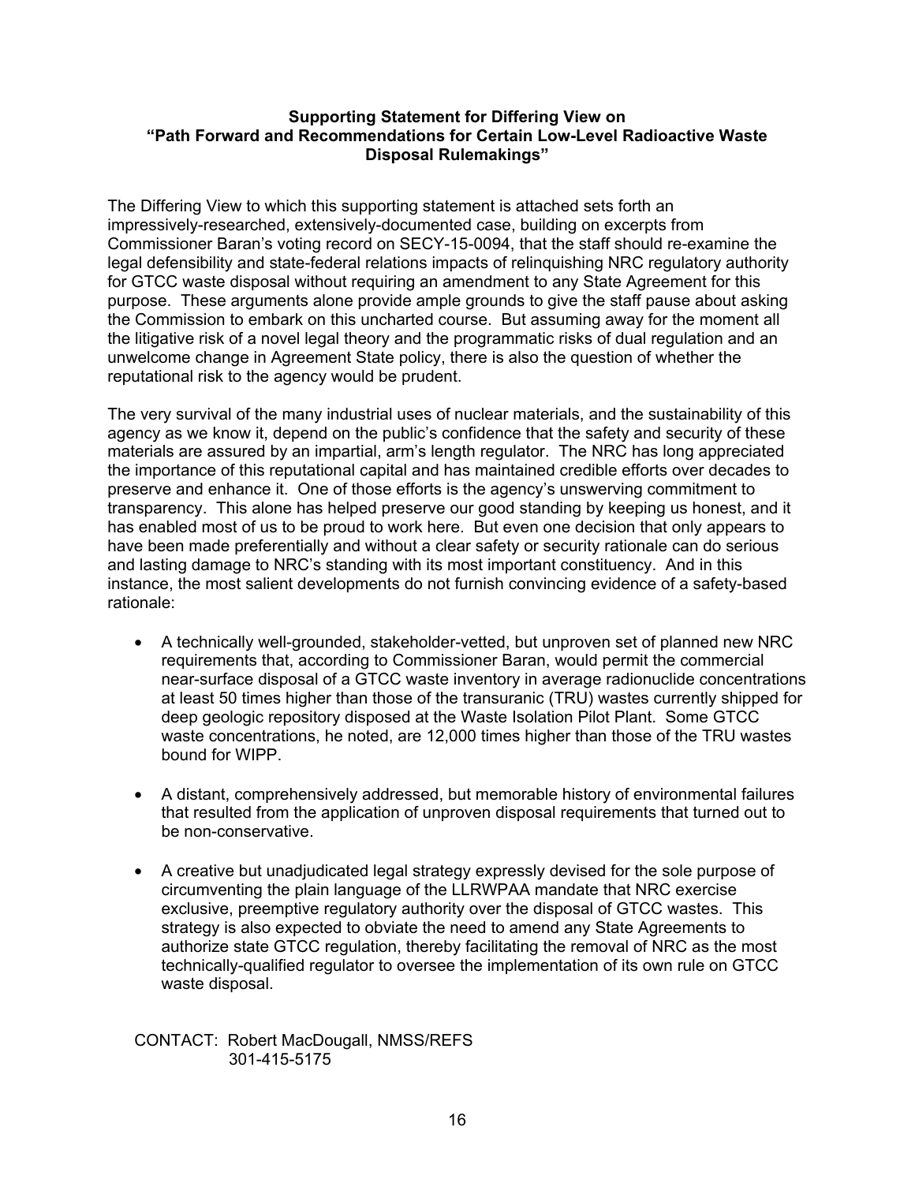**Supporting Statement for Differing View on "Path Forward and Recommendations for Certain Low-Level Radioactive Waste Disposal Rulemakings"**

The Differing View to which this supporting statement is attached sets forth an impressively-researched, extensively-documented case, building on excerpts from Commissioner Baran's voting record on SECY-15-0094, that the staff should re-examine the legal defensibility and state-federal relations impacts of relinquishing NRC regulatory authority for GTCC waste disposal without requiring an amendment to any State Agreement for this purpose. These arguments alone provide ample grounds to give the staff pause about asking the Commission to embark on this uncharted course. But assuming away for the moment all the litigative risk of a novel legal theory and the programmatic risks of dual regulation and an unwelcome change in Agreement State policy, there is also the question of whether the reputational risk to the agency would be prudent.

The very survival of the many industrial uses of nuclear materials, and the sustainability of this agency as we know it, depend on the public's confidence that the safety and security of these materials are assured by an impartial, arm's length regulator. The NRC has long appreciated the importance of this reputational capital and has maintained credible efforts over decades to preserve and enhance it. One of those efforts is the agency's unswerving commitment to transparency. This alone has helped preserve our good standing by keeping us honest, and it has enabled most of us to be proud to work here. But even one decision that only appears to have been made preferentially and without a clear safety or security rationale can do serious and lasting damage to NRC's standing with its most important constituency. And in this instance, the most salient developments do not furnish convincing evidence of a safety-based rationale:

- A technically well-grounded, stakeholder-vetted, but unproven set of planned new NRC requirements that, according to Commissioner Baran, would permit the commercial near-surface disposal of a GTCC waste inventory in average radionuclide concentrations at least 50 times higher than those of the transuranic (TRU) wastes currently shipped for deep geologic repository disposed at the Waste Isolation Pilot Plant. Some GTCC waste concentrations, he noted, are 12,000 times higher than those of the TRU wastes bound for WIPP.

- A distant, comprehensively addressed, but memorable history of environmental failures that resulted from the application of unproven disposal requirements that turned out to be non-conservative.

- A creative but unadjudicated legal strategy expressly devised for the sole purpose of circumventing the plain language of the LLRWPAA mandate that NRC exercise exclusive, preemptive regulatory authority over the disposal of GTCC wastes. This strategy is also expected to obviate the need to amend any State Agreements to authorize state GTCC regulation, thereby facilitating the removal of NRC as the most technically-qualified regulator to oversee the implementation of its own rule on GTCC waste disposal.

CONTACT: Robert MacDougall, NMSS/REFS
301-415-5175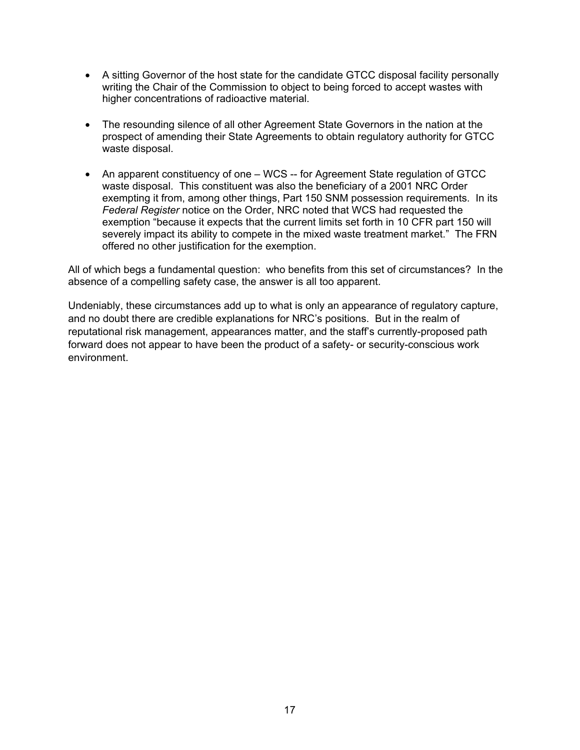- A sitting Governor of the host state for the candidate GTCC disposal facility personally writing the Chair of the Commission to object to being forced to accept wastes with higher concentrations of radioactive material.

- The resounding silence of all other Agreement State Governors in the nation at the prospect of amending their State Agreements to obtain regulatory authority for GTCC waste disposal.

- An apparent constituency of one – WCS -- for Agreement State regulation of GTCC waste disposal. This constituent was also the beneficiary of a 2001 NRC Order exempting it from, among other things, Part 150 SNM possession requirements. In its *Federal Register* notice on the Order, NRC noted that WCS had requested the exemption "because it expects that the current limits set forth in 10 CFR part 150 will severely impact its ability to compete in the mixed waste treatment market." The FRN offered no other justification for the exemption.

All of which begs a fundamental question: who benefits from this set of circumstances? In the absence of a compelling safety case, the answer is all too apparent.

Undeniably, these circumstances add up to what is only an appearance of regulatory capture, and no doubt there are credible explanations for NRC's positions. But in the realm of reputational risk management, appearances matter, and the staff's currently-proposed path forward does not appear to have been the product of a safety- or security-conscious work environment.